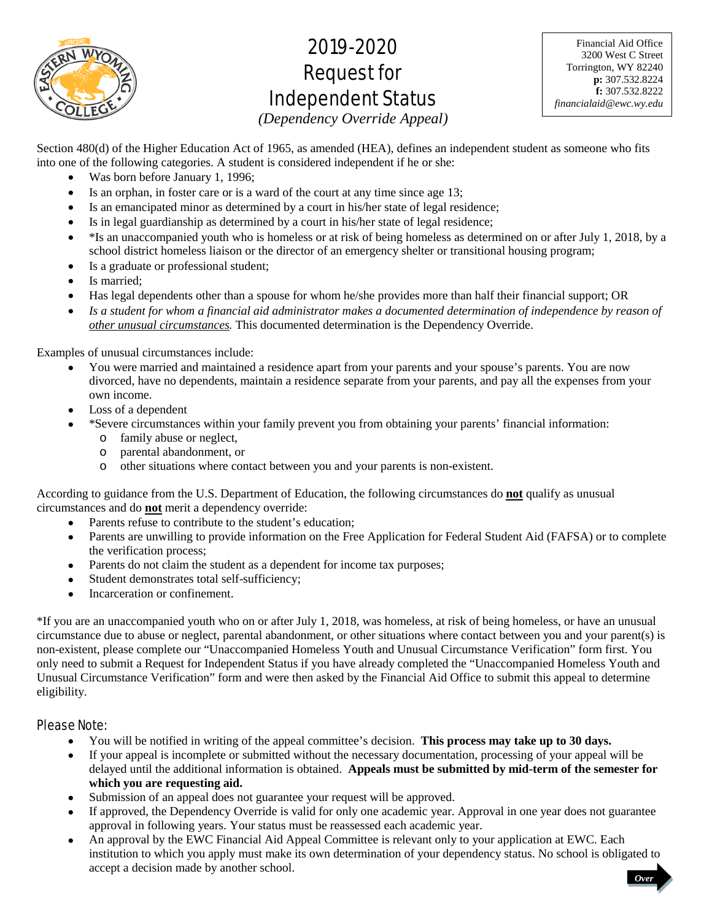# 2019-2020 Request for Independent Status

*(Dependency Override Appeal)*

Financial Aid Office
3200 West C Street
Torrington, WY 82240
**p:** 307.532.8224
**f:** 307.532.8222
*financialaid@ewc.wy.edu*

Section 480(d) of the Higher Education Act of 1965, as amended (HEA), defines an independent student as someone who fits into one of the following categories. A student is considered independent if he or she:

- Was born before January 1, 1996;
- Is an orphan, in foster care or is a ward of the court at any time since age 13;
- Is an emancipated minor as determined by a court in his/her state of legal residence;
- Is in legal guardianship as determined by a court in his/her state of legal residence;
- *Is an unaccompanied youth who is homeless or at risk of being homeless as determined on or after July 1, 2018, by a school district homeless liaison or the director of an emergency shelter or transitional housing program;
- Is a graduate or professional student;
- Is married;
- Has legal dependents other than a spouse for whom he/she provides more than half their financial support; OR
- *Is a student for whom a financial aid administrator makes a documented determination of independence by reason of <u>other unusual circumstances</u>.* This documented determination is the Dependency Override.

Examples of unusual circumstances include:

- You were married and maintained a residence apart from your parents and your spouse's parents. You are now divorced, have no dependents, maintain a residence separate from your parents, and pay all the expenses from your own income.
- Loss of a dependent
- *Severe circumstances within your family prevent you from obtaining your parents' financial information:
  - family abuse or neglect,
  - parental abandonment, or
  - other situations where contact between you and your parents is non-existent.

According to guidance from the U.S. Department of Education, the following circumstances do **<u>not</u>** qualify as unusual circumstances and do **<u>not</u>** merit a dependency override:

- Parents refuse to contribute to the student's education;
- Parents are unwilling to provide information on the Free Application for Federal Student Aid (FAFSA) or to complete the verification process;
- Parents do not claim the student as a dependent for income tax purposes;
- Student demonstrates total self-sufficiency;
- Incarceration or confinement.

*If you are an unaccompanied youth who on or after July 1, 2018, was homeless, at risk of being homeless, or have an unusual circumstance due to abuse or neglect, parental abandonment, or other situations where contact between you and your parent(s) is non-existent, please complete our "Unaccompanied Homeless Youth and Unusual Circumstance Verification" form first. You only need to submit a Request for Independent Status if you have already completed the "Unaccompanied Homeless Youth and Unusual Circumstance Verification" form and were then asked by the Financial Aid Office to submit this appeal to determine eligibility.

## Please Note:

- You will be notified in writing of the appeal committee's decision. **This process may take up to 30 days.**
- If your appeal is incomplete or submitted without the necessary documentation, processing of your appeal will be delayed until the additional information is obtained. **Appeals must be submitted by mid-term of the semester for which you are requesting aid.**
- Submission of an appeal does not guarantee your request will be approved.
- If approved, the Dependency Override is valid for only one academic year. Approval in one year does not guarantee approval in following years. Your status must be reassessed each academic year.
- An approval by the EWC Financial Aid Appeal Committee is relevant only to your application at EWC. Each institution to which you apply must make its own determination of your dependency status. No school is obligated to accept a decision made by another school.

*Over*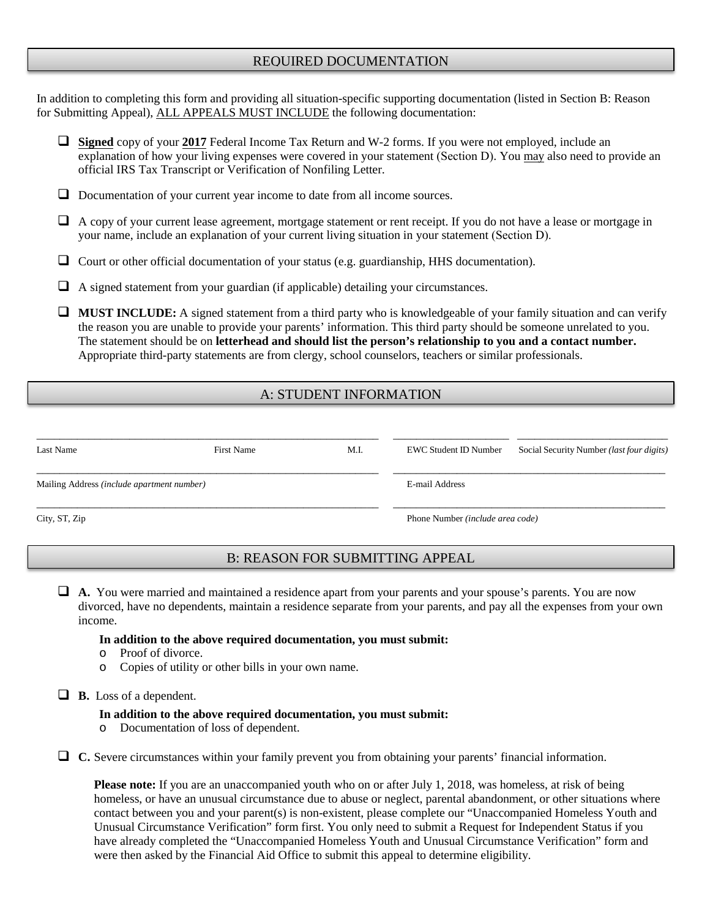## REQUIRED DOCUMENTATION

In addition to completing this form and providing all situation-specific supporting documentation (listed in Section B: Reason for Submitting Appeal), ALL APPEALS MUST INCLUDE the following documentation:

- ☐ **Signed** copy of your **2017** Federal Income Tax Return and W-2 forms. If you were not employed, include an explanation of how your living expenses were covered in your statement (Section D). You may also need to provide an official IRS Tax Transcript or Verification of Nonfiling Letter.
- ☐ Documentation of your current year income to date from all income sources.
- ☐ A copy of your current lease agreement, mortgage statement or rent receipt. If you do not have a lease or mortgage in your name, include an explanation of your current living situation in your statement (Section D).
- ☐ Court or other official documentation of your status (e.g. guardianship, HHS documentation).
- ☐ A signed statement from your guardian (if applicable) detailing your circumstances.
- ☐ **MUST INCLUDE:** A signed statement from a third party who is knowledgeable of your family situation and can verify the reason you are unable to provide your parents' information. This third party should be someone unrelated to you. The statement should be on **letterhead and should list the person's relationship to you and a contact number.** Appropriate third-party statements are from clergy, school counselors, teachers or similar professionals.

## A: STUDENT INFORMATION

| Last Name | First Name | M.I. | EWC Student ID Number | Social Security Number *(last four digits)* |
|---|---|---|---|---|
| | | | | |

| Mailing Address *(include apartment number)* | E-mail Address |
|---|---|
| | |

| City, ST, Zip | Phone Number *(include area code)* |
|---|---|
| | |

## B: REASON FOR SUBMITTING APPEAL

- ☐ **A.** You were married and maintained a residence apart from your parents and your spouse's parents. You are now divorced, have no dependents, maintain a residence separate from your parents, and pay all the expenses from your own income.

  **In addition to the above required documentation, you must submit:**
  - Proof of divorce.
  - Copies of utility or other bills in your own name.

- ☐ **B.** Loss of a dependent.

  **In addition to the above required documentation, you must submit:**
  - Documentation of loss of dependent.

- ☐ **C.** Severe circumstances within your family prevent you from obtaining your parents' financial information.

  **Please note:** If you are an unaccompanied youth who on or after July 1, 2018, was homeless, at risk of being homeless, or have an unusual circumstance due to abuse or neglect, parental abandonment, or other situations where contact between you and your parent(s) is non-existent, please complete our "Unaccompanied Homeless Youth and Unusual Circumstance Verification" form first. You only need to submit a Request for Independent Status if you have already completed the "Unaccompanied Homeless Youth and Unusual Circumstance Verification" form and were then asked by the Financial Aid Office to submit this appeal to determine eligibility.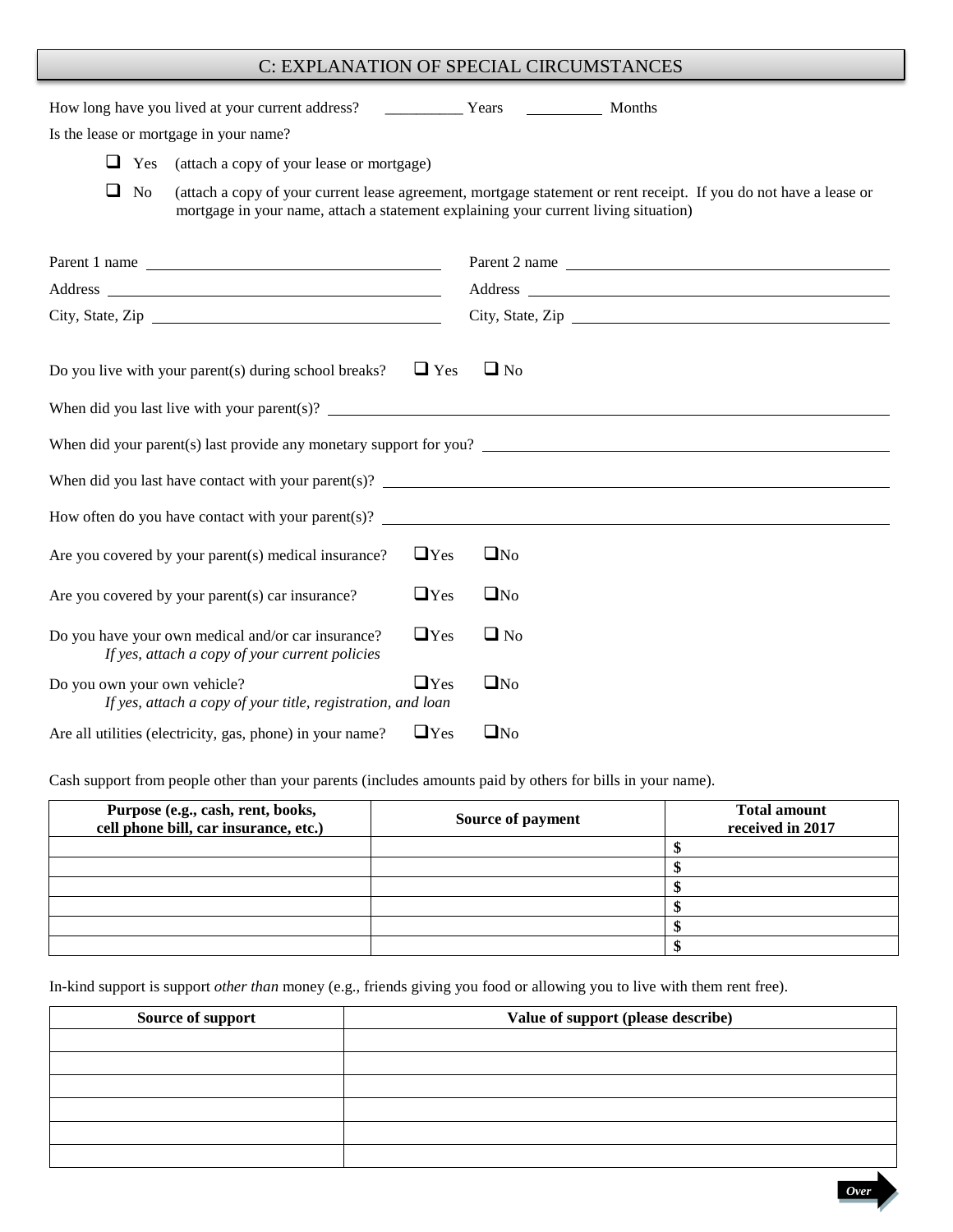## C: EXPLANATION OF SPECIAL CIRCUMSTANCES

How long have you lived at your current address? __________ Years __________ Months

Is the lease or mortgage in your name?

- ☐ Yes (attach a copy of your lease or mortgage)
- ☐ No (attach a copy of your current lease agreement, mortgage statement or rent receipt. If you do not have a lease or mortgage in your name, attach a statement explaining your current living situation)

Parent 1 name ____________________________________

Address ____________________________________

City, State, Zip ____________________________________

Parent 2 name ____________________________________

Address ____________________________________

City, State, Zip ____________________________________

Do you live with your parent(s) during school breaks? ☐ Yes ☐ No

When did you last live with your parent(s)? ____________________________________

When did your parent(s) last provide any monetary support for you? ____________________________________

When did you last have contact with your parent(s)? ____________________________________

How often do you have contact with your parent(s)? ____________________________________

Are you covered by your parent(s) medical insurance? ☐ Yes ☐ No

Are you covered by your parent(s) car insurance? ☐ Yes ☐ No

Do you have your own medical and/or car insurance? ☐ Yes ☐ No
*If yes, attach a copy of your current policies*

Do you own your own vehicle? ☐ Yes ☐ No
*If yes, attach a copy of your title, registration, and loan*

Are all utilities (electricity, gas, phone) in your name? ☐ Yes ☐ No

Cash support from people other than your parents (includes amounts paid by others for bills in your name).

| Purpose (e.g., cash, rent, books, cell phone bill, car insurance, etc.) | Source of payment | Total amount received in 2017 |
|---|---|---|
| | | $ |
| | | $ |
| | | $ |
| | | $ |
| | | $ |
| | | $ |

In-kind support is support *other than* money (e.g., friends giving you food or allowing you to live with them rent free).

| Source of support | Value of support (please describe) |
|---|---|
| | |
| | |
| | |
| | |
| | |
| | |

*Over*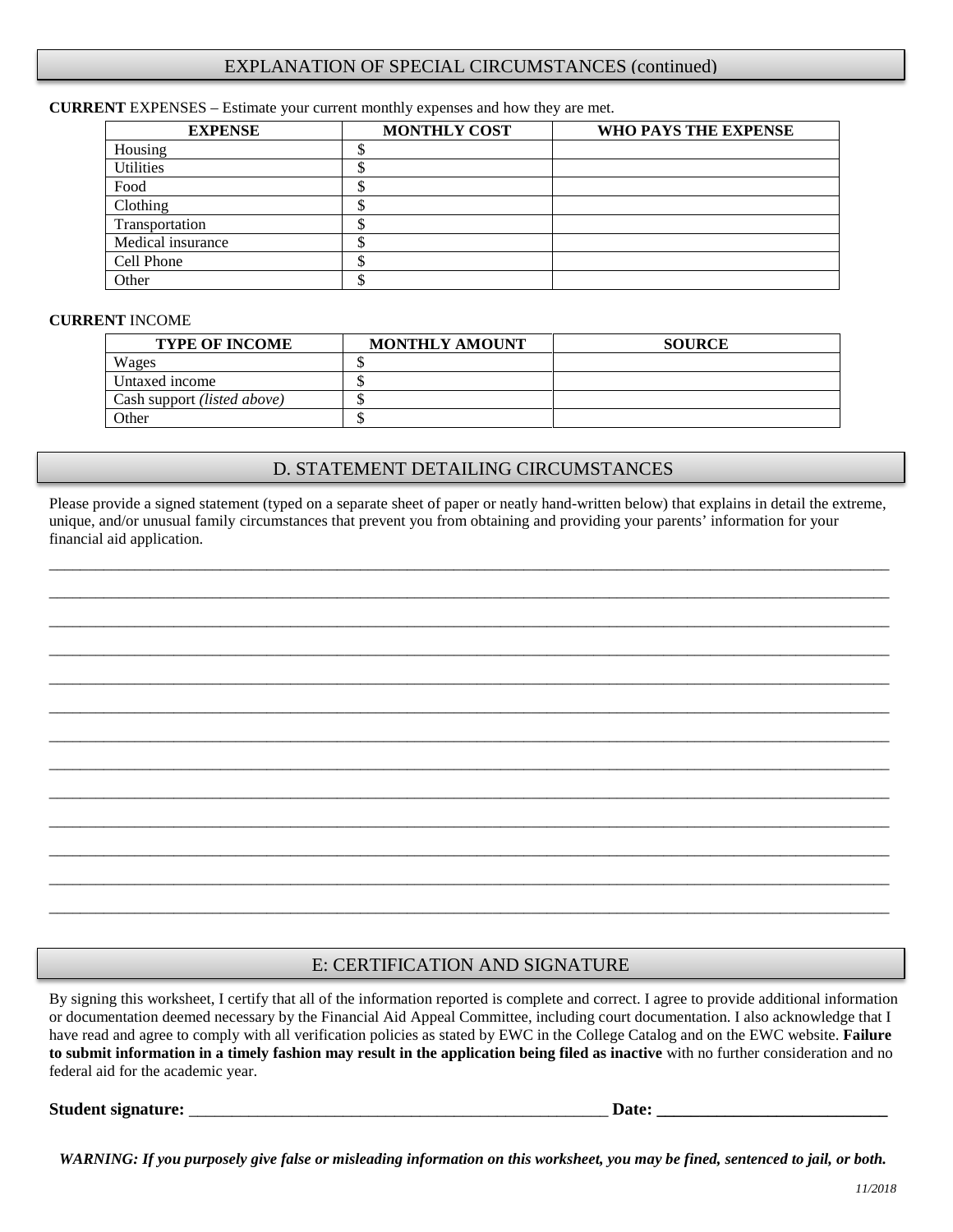## EXPLANATION OF SPECIAL CIRCUMSTANCES (continued)

**CURRENT** EXPENSES – Estimate your current monthly expenses and how they are met.

| EXPENSE | MONTHLY COST | WHO PAYS THE EXPENSE |
|---|---|---|
| Housing | $ | |
| Utilities | $ | |
| Food | $ | |
| Clothing | $ | |
| Transportation | $ | |
| Medical insurance | $ | |
| Cell Phone | $ | |
| Other | $ | |

**CURRENT** INCOME

| TYPE OF INCOME | MONTHLY AMOUNT | SOURCE |
|---|---|---|
| Wages | $ | |
| Untaxed income | $ | |
| Cash support *(listed above)* | $ | |
| Other | $ | |

## D. STATEMENT DETAILING CIRCUMSTANCES

Please provide a signed statement (typed on a separate sheet of paper or neatly hand-written below) that explains in detail the extreme, unique, and/or unusual family circumstances that prevent you from obtaining and providing your parents' information for your financial aid application.

____________________________________________________________________________________________________

____________________________________________________________________________________________________

____________________________________________________________________________________________________

____________________________________________________________________________________________________

____________________________________________________________________________________________________

____________________________________________________________________________________________________

____________________________________________________________________________________________________

____________________________________________________________________________________________________

____________________________________________________________________________________________________

____________________________________________________________________________________________________

____________________________________________________________________________________________________

____________________________________________________________________________________________________

____________________________________________________________________________________________________

## E: CERTIFICATION AND SIGNATURE

By signing this worksheet, I certify that all of the information reported is complete and correct. I agree to provide additional information or documentation deemed necessary by the Financial Aid Appeal Committee, including court documentation. I also acknowledge that I have read and agree to comply with all verification policies as stated by EWC in the College Catalog and on the EWC website. **Failure to submit information in a timely fashion may result in the application being filed as inactive** with no further consideration and no federal aid for the academic year.

**Student signature:** ___________________________________________________ **Date:** ___________________________

***WARNING: If you purposely give false or misleading information on this worksheet, you may be fined, sentenced to jail, or both.***

*11/2018*